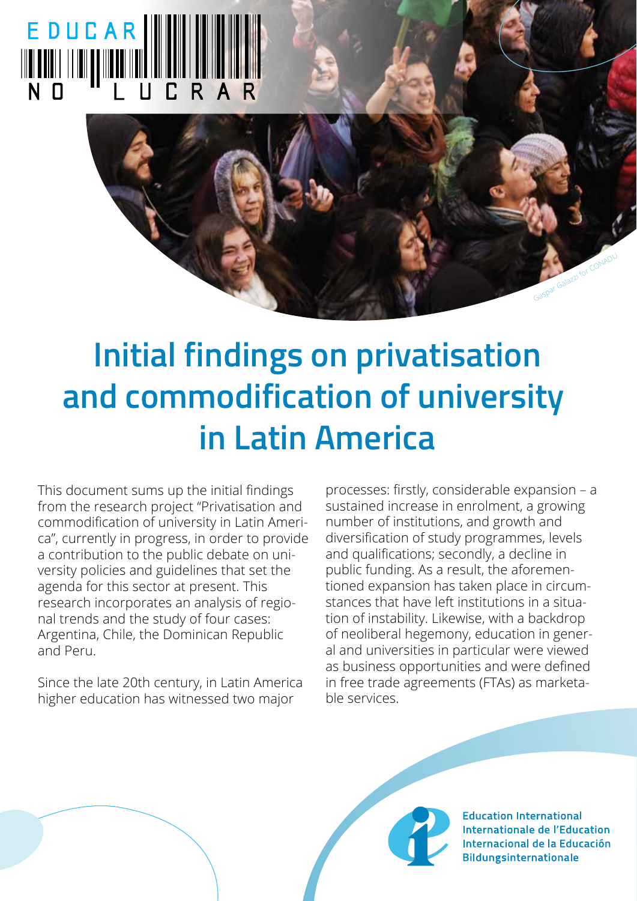EDUCAR NO LUCRAR

Gaspar Galazzi for CONADU

# Initial findings on privatisation and commodification of university in Latin America

This document sums up the initial findings from the research project "Privatisation and commodification of university in Latin America", currently in progress, in order to provide a contribution to the public debate on university policies and guidelines that set the agenda for this sector at present. This research incorporates an analysis of regional trends and the study of four cases: Argentina, Chile, the Dominican Republic and Peru.

Since the late 20th century, in Latin America higher education has witnessed two major processes: firstly, considerable expansion – a sustained increase in enrolment, a growing number of institutions, and growth and diversification of study programmes, levels and qualifications; secondly, a decline in public funding. As a result, the aforementioned expansion has taken place in circumstances that have left institutions in a situation of instability. Likewise, with a backdrop of neoliberal hegemony, education in general and universities in particular were viewed as business opportunities and were defined in free trade agreements (FTAs) as marketable services.

Education International
Internationale de l'Education
Internacional de la Educación
Bildungsinternationale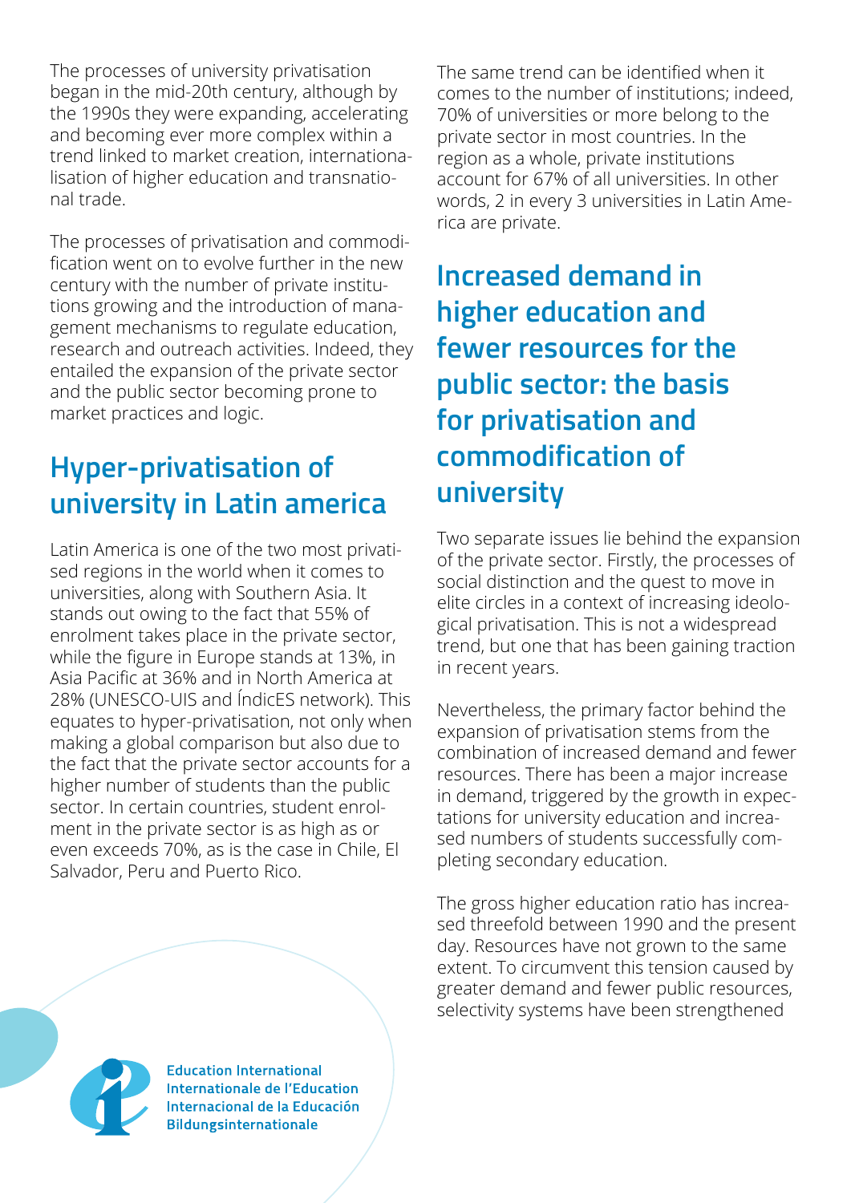The processes of university privatisation began in the mid-20th century, although by the 1990s they were expanding, accelerating and becoming ever more complex within a trend linked to market creation, internationalisation of higher education and transnational trade.

The processes of privatisation and commodification went on to evolve further in the new century with the number of private institutions growing and the introduction of management mechanisms to regulate education, research and outreach activities. Indeed, they entailed the expansion of the private sector and the public sector becoming prone to market practices and logic.

## Hyper-privatisation of university in Latin america

Latin America is one of the two most privatised regions in the world when it comes to universities, along with Southern Asia. It stands out owing to the fact that 55% of enrolment takes place in the private sector, while the figure in Europe stands at 13%, in Asia Pacific at 36% and in North America at 28% (UNESCO-UIS and ÍndicES network). This equates to hyper-privatisation, not only when making a global comparison but also due to the fact that the private sector accounts for a higher number of students than the public sector. In certain countries, student enrolment in the private sector is as high as or even exceeds 70%, as is the case in Chile, El Salvador, Peru and Puerto Rico.

The same trend can be identified when it comes to the number of institutions; indeed, 70% of universities or more belong to the private sector in most countries. In the region as a whole, private institutions account for 67% of all universities. In other words, 2 in every 3 universities in Latin America are private.

## Increased demand in higher education and fewer resources for the public sector: the basis for privatisation and commodification of university

Two separate issues lie behind the expansion of the private sector. Firstly, the processes of social distinction and the quest to move in elite circles in a context of increasing ideological privatisation. This is not a widespread trend, but one that has been gaining traction in recent years.

Nevertheless, the primary factor behind the expansion of privatisation stems from the combination of increased demand and fewer resources. There has been a major increase in demand, triggered by the growth in expectations for university education and increased numbers of students successfully completing secondary education.

The gross higher education ratio has increased threefold between 1990 and the present day. Resources have not grown to the same extent. To circumvent this tension caused by greater demand and fewer public resources, selectivity systems have been strengthened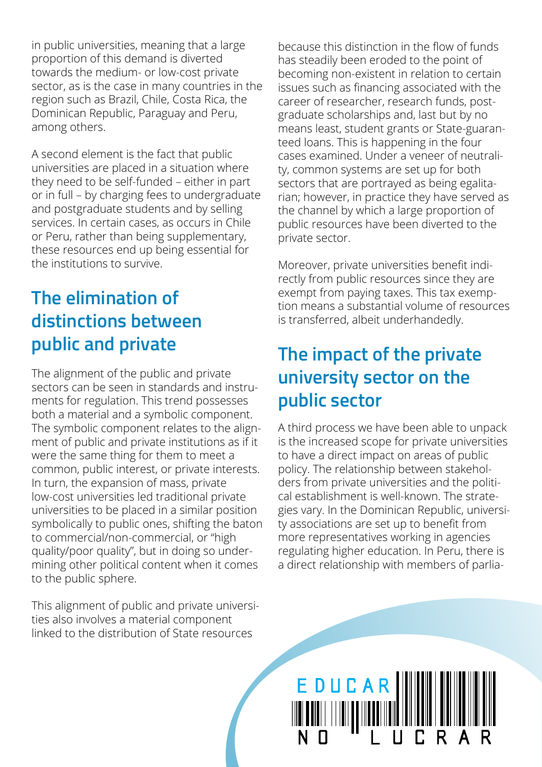in public universities, meaning that a large proportion of this demand is diverted towards the medium- or low-cost private sector, as is the case in many countries in the region such as Brazil, Chile, Costa Rica, the Dominican Republic, Paraguay and Peru, among others.

A second element is the fact that public universities are placed in a situation where they need to be self-funded – either in part or in full – by charging fees to undergraduate and postgraduate students and by selling services. In certain cases, as occurs in Chile or Peru, rather than being supplementary, these resources end up being essential for the institutions to survive.

## The elimination of distinctions between public and private

The alignment of the public and private sectors can be seen in standards and instruments for regulation. This trend possesses both a material and a symbolic component. The symbolic component relates to the alignment of public and private institutions as if it were the same thing for them to meet a common, public interest, or private interests. In turn, the expansion of mass, private low-cost universities led traditional private universities to be placed in a similar position symbolically to public ones, shifting the baton to commercial/non-commercial, or "high quality/poor quality", but in doing so undermining other political content when it comes to the public sphere.

This alignment of public and private universities also involves a material component linked to the distribution of State resources because this distinction in the flow of funds has steadily been eroded to the point of becoming non-existent in relation to certain issues such as financing associated with the career of researcher, research funds, postgraduate scholarships and, last but by no means least, student grants or State-guaranteed loans. This is happening in the four cases examined. Under a veneer of neutrality, common systems are set up for both sectors that are portrayed as being egalitarian; however, in practice they have served as the channel by which a large proportion of public resources have been diverted to the private sector.

Moreover, private universities benefit indirectly from public resources since they are exempt from paying taxes. This tax exemption means a substantial volume of resources is transferred, albeit underhandedly.

## The impact of the private university sector on the public sector

A third process we have been able to unpack is the increased scope for private universities to have a direct impact on areas of public policy. The relationship between stakeholders from private universities and the political establishment is well-known. The strategies vary. In the Dominican Republic, university associations are set up to benefit from more representatives working in agencies regulating higher education. In Peru, there is a direct relationship with members of parlia-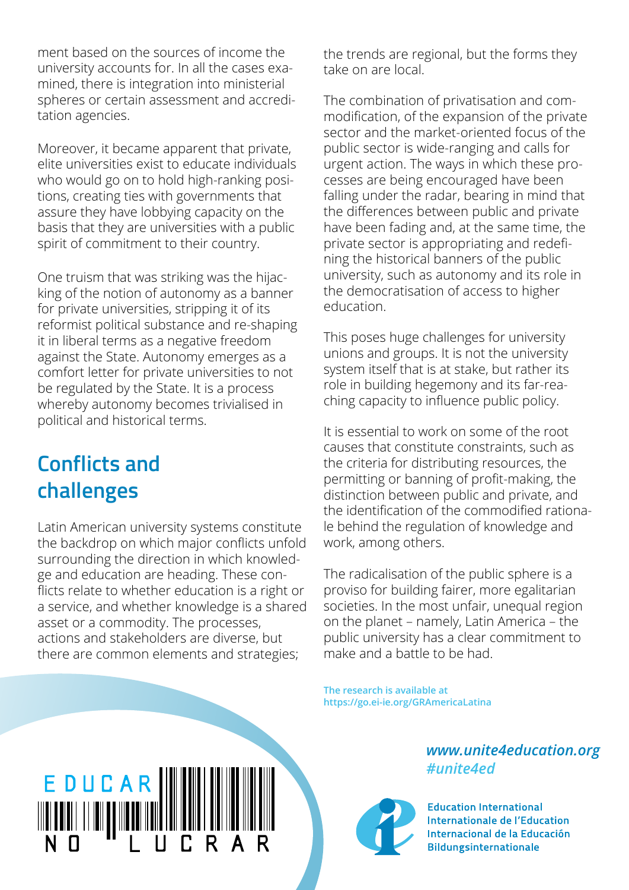ment based on the sources of income the university accounts for. In all the cases examined, there is integration into ministerial spheres or certain assessment and accreditation agencies.

Moreover, it became apparent that private, elite universities exist to educate individuals who would go on to hold high-ranking positions, creating ties with governments that assure they have lobbying capacity on the basis that they are universities with a public spirit of commitment to their country.

One truism that was striking was the hijacking of the notion of autonomy as a banner for private universities, stripping it of its reformist political substance and re-shaping it in liberal terms as a negative freedom against the State. Autonomy emerges as a comfort letter for private universities to not be regulated by the State. It is a process whereby autonomy becomes trivialised in political and historical terms.

## Conflicts and challenges

Latin American university systems constitute the backdrop on which major conflicts unfold surrounding the direction in which knowledge and education are heading. These conflicts relate to whether education is a right or a service, and whether knowledge is a shared asset or a commodity. The processes, actions and stakeholders are diverse, but there are common elements and strategies; the trends are regional, but the forms they take on are local.

The combination of privatisation and commodification, of the expansion of the private sector and the market-oriented focus of the public sector is wide-ranging and calls for urgent action. The ways in which these processes are being encouraged have been falling under the radar, bearing in mind that the differences between public and private have been fading and, at the same time, the private sector is appropriating and redefining the historical banners of the public university, such as autonomy and its role in the democratisation of access to higher education.

This poses huge challenges for university unions and groups. It is not the university system itself that is at stake, but rather its role in building hegemony and its far-reaching capacity to influence public policy.

It is essential to work on some of the root causes that constitute constraints, such as the criteria for distributing resources, the permitting or banning of profit-making, the distinction between public and private, and the identification of the commodified rationale behind the regulation of knowledge and work, among others.

The radicalisation of the public sphere is a proviso for building fairer, more egalitarian societies. In the most unfair, unequal region on the planet – namely, Latin America – the public university has a clear commitment to make and a battle to be had.

**The research is available at https://go.ei-ie.org/GRAmericaLatina**

EDUCAR NO LUCRAR

***www.unite4education.org***
***#unite4ed***

**Education International**
**Internationale de l'Education**
**Internacional de la Educación**
**Bildungsinternationale**